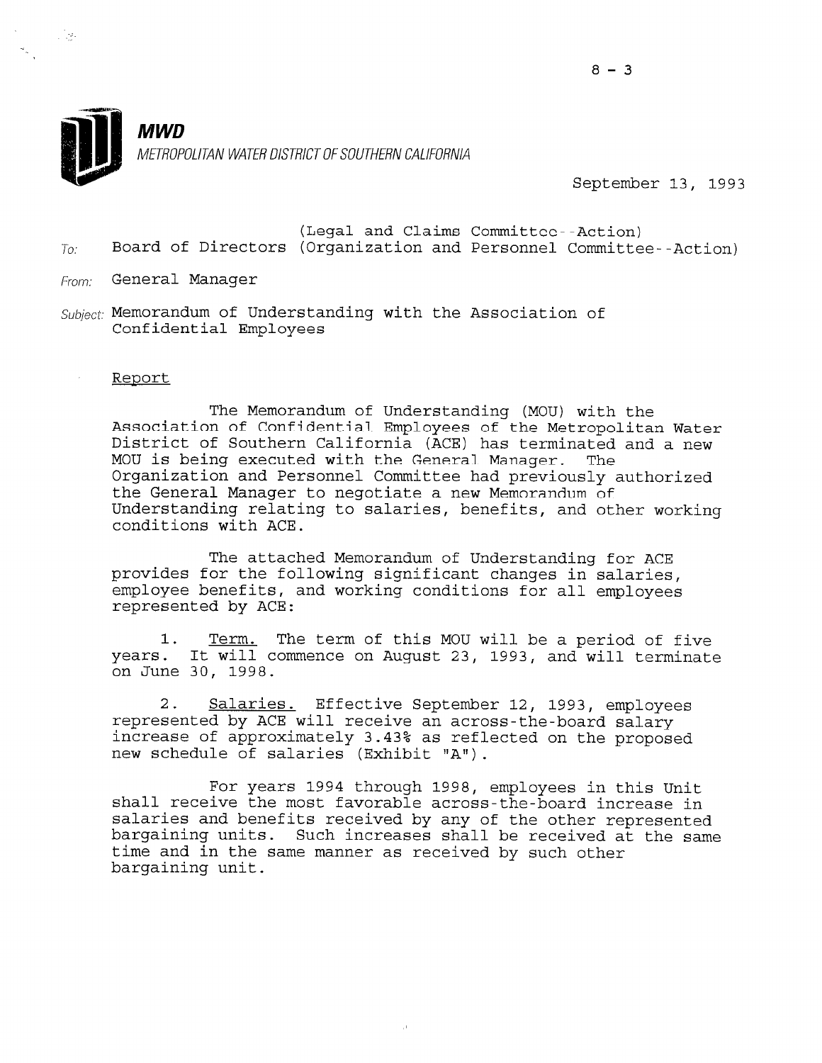**MWD**

METROPOLITAN WATER DISTRICT OF SOUTHERN CALIFORNIA

September 13, 1993

To: Board of Directors (Legal and Claims Committee--Action) (Organization and Personnel Committee--Action)

From: General Manager

Subject: Memorandum of Understanding with the Association of Confidential Employees

Report

The Memorandum of Understanding (MOU) with the Association of Confidential Employees of the Metropolitan Water District of Southern California (ACE) has terminated and a new MOU is being executed with the General Manager. The Organization and Personnel Committee had previously authorized the General Manager to negotiate a new Memorandum of Understanding relating to salaries, benefits, and other working conditions with ACE.

The attached Memorandum of Understanding for ACE provides for the following significant changes in salaries, employee benefits, and working conditions for all employees represented by ACE:

1. Term. The term of this MOU will be a period of five years. It will commence on August 23, 1993, and will terminate on June 30, 1998.

2. Salaries. Effective September 12, 1993, employees represented by ACE will receive an across-the-board salary increase of approximately 3.43% as reflected on the proposed new schedule of salaries (Exhibit "A").

For years 1994 through 1998, employees in this Unit shall receive the most favorable across-the-board increase in salaries and benefits received by any of the other represented bargaining units. Such increases shall be received at the same time and in the same manner as received by such other bargaining unit.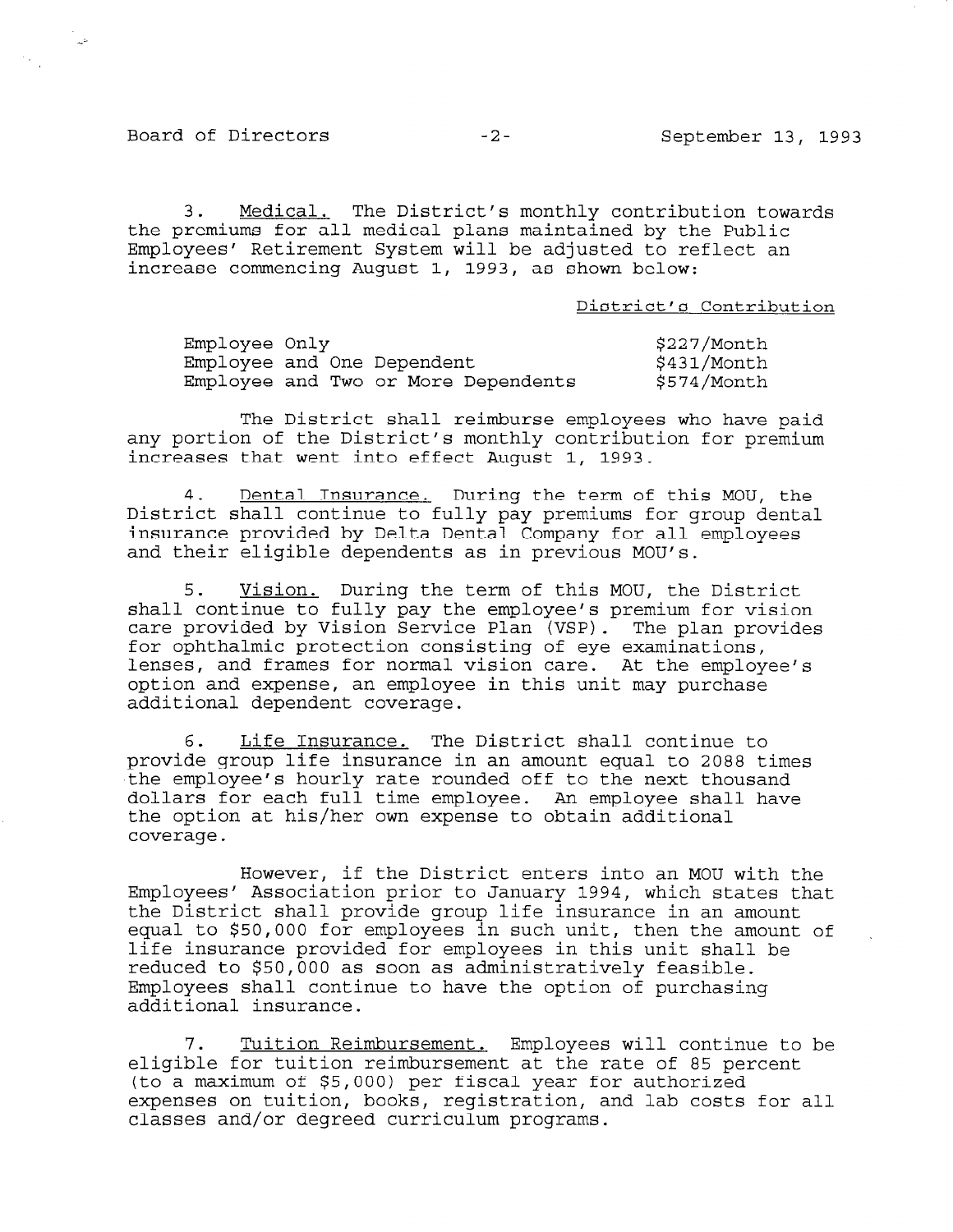3. Medical. The District's monthly contribution towards the premiums for all medical plans maintained by the Public Employees' Retirement System will be adjusted to reflect an increase commencing August 1, 1993, as shown below:

| | District's Contribution |
|---|---|
| Employee Only | $227/Month |
| Employee and One Dependent | $431/Month |
| Employee and Two or More Dependents | $574/Month |

The District shall reimburse employees who have paid any portion of the District's monthly contribution for premium increases that went into effect August 1, 1993.

4. Dental Insurance. During the term of this MOU, the District shall continue to fully pay premiums for group dental insurance provided by Delta Dental Company for all employees and their eligible dependents as in previous MOU's.

5. Vision. During the term of this MOU, the District shall continue to fully pay the employee's premium for vision care provided by Vision Service Plan (VSP). The plan provides for ophthalmic protection consisting of eye examinations, lenses, and frames for normal vision care. At the employee's option and expense, an employee in this unit may purchase additional dependent coverage.

6. Life Insurance. The District shall continue to provide group life insurance in an amount equal to 2088 times the employee's hourly rate rounded off to the next thousand dollars for each full time employee. An employee shall have the option at his/her own expense to obtain additional coverage.

However, if the District enters into an MOU with the Employees' Association prior to January 1994, which states that the District shall provide group life insurance in an amount equal to $50,000 for employees in such unit, then the amount of life insurance provided for employees in this unit shall be reduced to $50,000 as soon as administratively feasible. Employees shall continue to have the option of purchasing additional insurance.

7. Tuition Reimbursement. Employees will continue to be eligible for tuition reimbursement at the rate of 85 percent (to a maximum of $5,000) per fiscal year for authorized expenses on tuition, books, registration, and lab costs for all classes and/or degreed curriculum programs.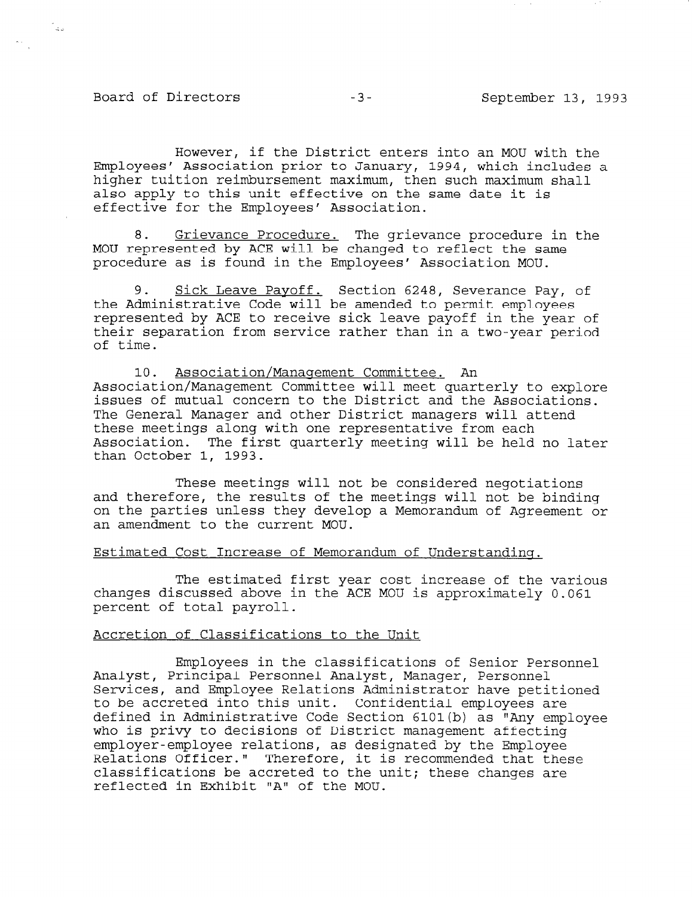However, if the District enters into an MOU with the Employees' Association prior to January, 1994, which includes a higher tuition reimbursement maximum, then such maximum shall also apply to this unit effective on the same date it is effective for the Employees' Association.

8. Grievance Procedure. The grievance procedure in the MOU represented by ACE will be changed to reflect the same procedure as is found in the Employees' Association MOU.

9. Sick Leave Payoff. Section 6248, Severance Pay, of the Administrative Code will be amended to permit employees represented by ACE to receive sick leave payoff in the year of their separation from service rather than in a two-year period of time.

10. Association/Management Committee. An Association/Management Committee will meet quarterly to explore issues of mutual concern to the District and the Associations. The General Manager and other District managers will attend these meetings along with one representative from each Association. The first quarterly meeting will be held no later than October 1, 1993.

These meetings will not be considered negotiations and therefore, the results of the meetings will not be binding on the parties unless they develop a Memorandum of Agreement or an amendment to the current MOU.

Estimated Cost Increase of Memorandum of Understanding.

The estimated first year cost increase of the various changes discussed above in the ACE MOU is approximately 0.061 percent of total payroll.

Accretion of Classifications to the Unit

Employees in the classifications of Senior Personnel Analyst, Principal Personnel Analyst, Manager, Personnel Services, and Employee Relations Administrator have petitioned to be accreted into this unit. Confidential employees are defined in Administrative Code Section 6101(b) as "Any employee who is privy to decisions of District management affecting employer-employee relations, as designated by the Employee Relations Officer." Therefore, it is recommended that these classifications be accreted to the unit; these changes are reflected in Exhibit "A" of the MOU.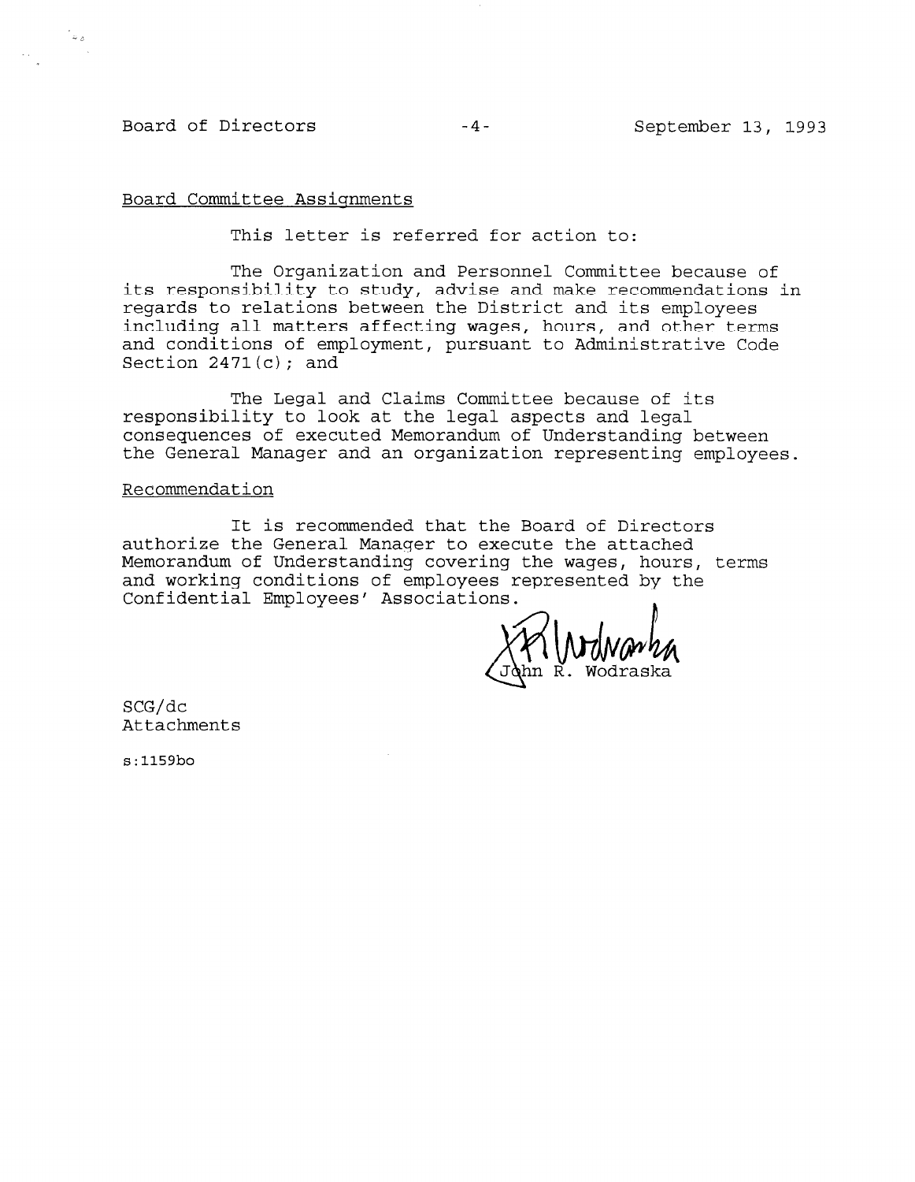Board Committee Assignments

This letter is referred for action to:

The Organization and Personnel Committee because of its responsibility to study, advise and make recommendations in regards to relations between the District and its employees including all matters affecting wages, hours, and other terms and conditions of employment, pursuant to Administrative Code Section 2471(c); and

The Legal and Claims Committee because of its responsibility to look at the legal aspects and legal consequences of executed Memorandum of Understanding between the General Manager and an organization representing employees.

Recommendation

It is recommended that the Board of Directors authorize the General Manager to execute the attached Memorandum of Understanding covering the wages, hours, terms and working conditions of employees represented by the Confidential Employees' Associations.

John R. Wodraska

SCG/dc
Attachments

s:1159bo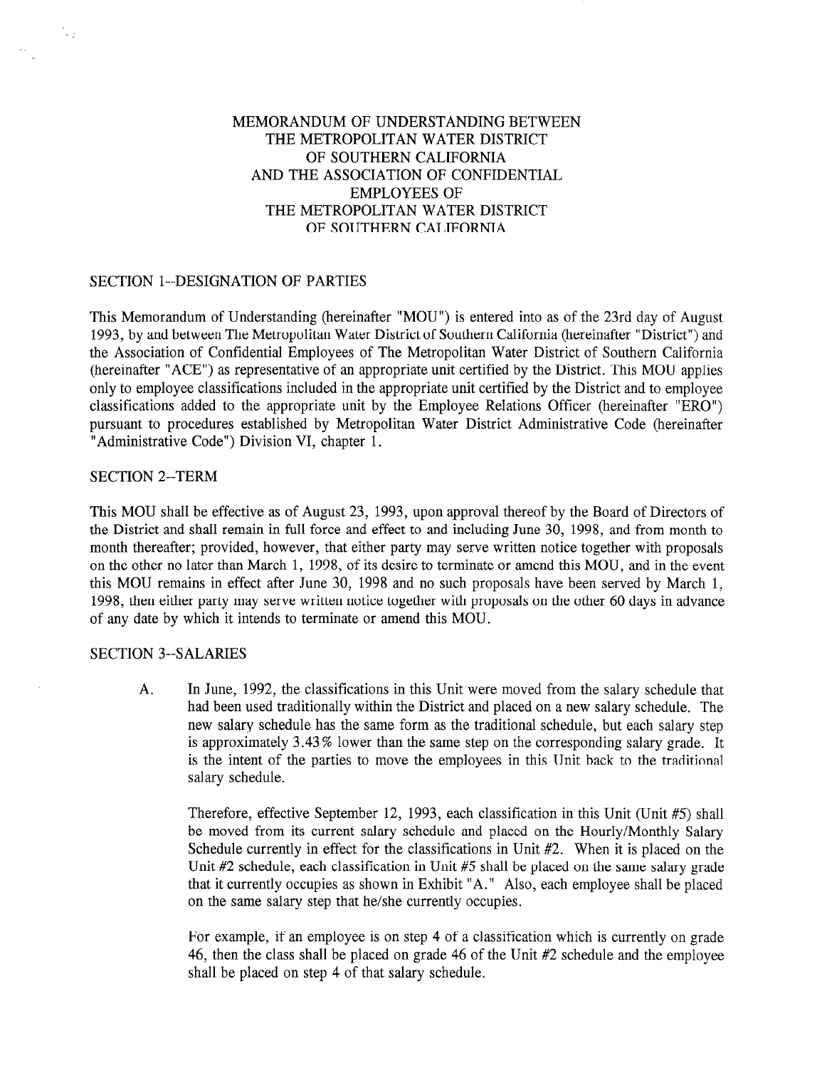# MEMORANDUM OF UNDERSTANDING BETWEEN THE METROPOLITAN WATER DISTRICT OF SOUTHERN CALIFORNIA AND THE ASSOCIATION OF CONFIDENTIAL EMPLOYEES OF THE METROPOLITAN WATER DISTRICT OF SOUTHERN CALIFORNIA

## SECTION 1--DESIGNATION OF PARTIES

This Memorandum of Understanding (hereinafter "MOU") is entered into as of the 23rd day of August 1993, by and between The Metropolitan Water District of Southern California (hereinafter "District") and the Association of Confidential Employees of The Metropolitan Water District of Southern California (hereinafter "ACE") as representative of an appropriate unit certified by the District. This MOU applies only to employee classifications included in the appropriate unit certified by the District and to employee classifications added to the appropriate unit by the Employee Relations Officer (hereinafter "ERO") pursuant to procedures established by Metropolitan Water District Administrative Code (hereinafter "Administrative Code") Division VI, chapter 1.

## SECTION 2--TERM

This MOU shall be effective as of August 23, 1993, upon approval thereof by the Board of Directors of the District and shall remain in full force and effect to and including June 30, 1998, and from month to month thereafter; provided, however, that either party may serve written notice together with proposals on the other no later than March 1, 1998, of its desire to terminate or amend this MOU, and in the event this MOU remains in effect after June 30, 1998 and no such proposals have been served by March 1, 1998, then either party may serve written notice together with proposals on the other 60 days in advance of any date by which it intends to terminate or amend this MOU.

## SECTION 3--SALARIES

A. In June, 1992, the classifications in this Unit were moved from the salary schedule that had been used traditionally within the District and placed on a new salary schedule. The new salary schedule has the same form as the traditional schedule, but each salary step is approximately 3.43% lower than the same step on the corresponding salary grade. It is the intent of the parties to move the employees in this Unit back to the traditional salary schedule.

Therefore, effective September 12, 1993, each classification in this Unit (Unit #5) shall be moved from its current salary schedule and placed on the Hourly/Monthly Salary Schedule currently in effect for the classifications in Unit #2. When it is placed on the Unit #2 schedule, each classification in Unit #5 shall be placed on the same salary grade that it currently occupies as shown in Exhibit "A." Also, each employee shall be placed on the same salary step that he/she currently occupies.

For example, if an employee is on step 4 of a classification which is currently on grade 46, then the class shall be placed on grade 46 of the Unit #2 schedule and the employee shall be placed on step 4 of that salary schedule.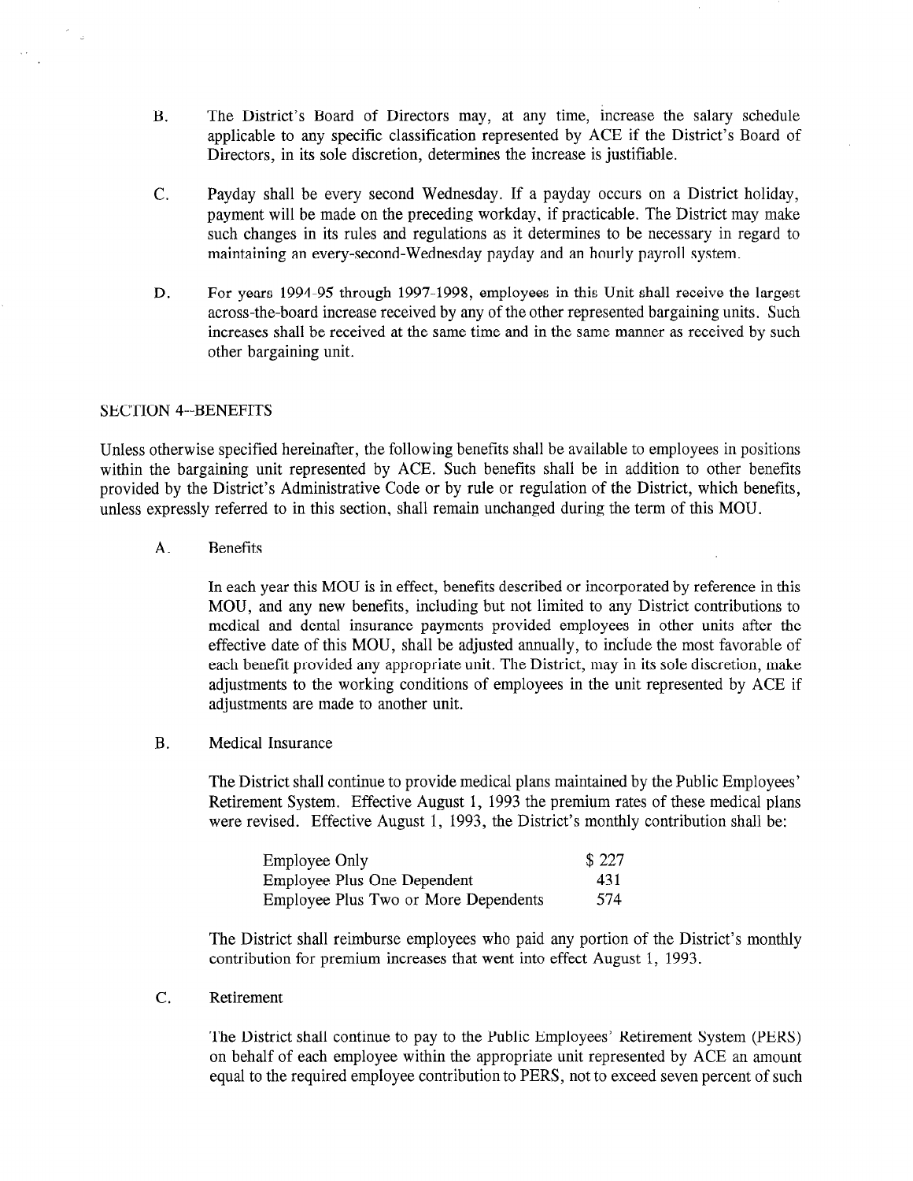B. The District's Board of Directors may, at any time, increase the salary schedule applicable to any specific classification represented by ACE if the District's Board of Directors, in its sole discretion, determines the increase is justifiable.

C. Payday shall be every second Wednesday. If a payday occurs on a District holiday, payment will be made on the preceding workday, if practicable. The District may make such changes in its rules and regulations as it determines to be necessary in regard to maintaining an every-second-Wednesday payday and an hourly payroll system.

D. For years 1994-95 through 1997-1998, employees in this Unit shall receive the largest across-the-board increase received by any of the other represented bargaining units. Such increases shall be received at the same time and in the same manner as received by such other bargaining unit.

## SECTION 4--BENEFITS

Unless otherwise specified hereinafter, the following benefits shall be available to employees in positions within the bargaining unit represented by ACE. Such benefits shall be in addition to other benefits provided by the District's Administrative Code or by rule or regulation of the District, which benefits, unless expressly referred to in this section, shall remain unchanged during the term of this MOU.

A. Benefits

In each year this MOU is in effect, benefits described or incorporated by reference in this MOU, and any new benefits, including but not limited to any District contributions to medical and dental insurance payments provided employees in other units after the effective date of this MOU, shall be adjusted annually, to include the most favorable of each benefit provided any appropriate unit. The District, may in its sole discretion, make adjustments to the working conditions of employees in the unit represented by ACE if adjustments are made to another unit.

B. Medical Insurance

The District shall continue to provide medical plans maintained by the Public Employees' Retirement System. Effective August 1, 1993 the premium rates of these medical plans were revised. Effective August 1, 1993, the District's monthly contribution shall be:

| | |
|---|---|
| Employee Only | $ 227 |
| Employee Plus One Dependent | 431 |
| Employee Plus Two or More Dependents | 574 |

The District shall reimburse employees who paid any portion of the District's monthly contribution for premium increases that went into effect August 1, 1993.

C. Retirement

The District shall continue to pay to the Public Employees' Retirement System (PERS) on behalf of each employee within the appropriate unit represented by ACE an amount equal to the required employee contribution to PERS, not to exceed seven percent of such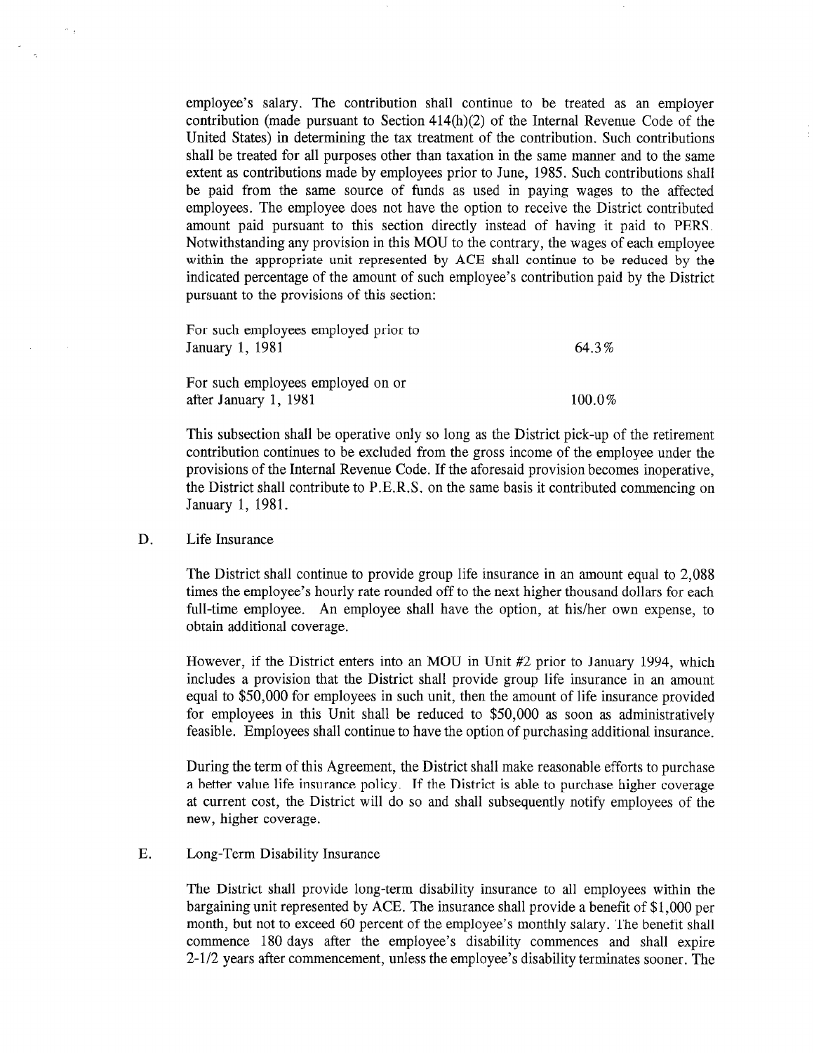employee's salary. The contribution shall continue to be treated as an employer contribution (made pursuant to Section 414(h)(2) of the Internal Revenue Code of the United States) in determining the tax treatment of the contribution. Such contributions shall be treated for all purposes other than taxation in the same manner and to the same extent as contributions made by employees prior to June, 1985. Such contributions shall be paid from the same source of funds as used in paying wages to the affected employees. The employee does not have the option to receive the District contributed amount paid pursuant to this section directly instead of having it paid to PERS. Notwithstanding any provision in this MOU to the contrary, the wages of each employee within the appropriate unit represented by ACE shall continue to be reduced by the indicated percentage of the amount of such employee's contribution paid by the District pursuant to the provisions of this section:

| | |
|---|---|
| For such employees employed prior to January 1, 1981 | 64.3% |
| For such employees employed on or after January 1, 1981 | 100.0% |

This subsection shall be operative only so long as the District pick-up of the retirement contribution continues to be excluded from the gross income of the employee under the provisions of the Internal Revenue Code. If the aforesaid provision becomes inoperative, the District shall contribute to P.E.R.S. on the same basis it contributed commencing on January 1, 1981.

D. Life Insurance

The District shall continue to provide group life insurance in an amount equal to 2,088 times the employee's hourly rate rounded off to the next higher thousand dollars for each full-time employee. An employee shall have the option, at his/her own expense, to obtain additional coverage.

However, if the District enters into an MOU in Unit #2 prior to January 1994, which includes a provision that the District shall provide group life insurance in an amount equal to $50,000 for employees in such unit, then the amount of life insurance provided for employees in this Unit shall be reduced to $50,000 as soon as administratively feasible. Employees shall continue to have the option of purchasing additional insurance.

During the term of this Agreement, the District shall make reasonable efforts to purchase a better value life insurance policy. If the District is able to purchase higher coverage at current cost, the District will do so and shall subsequently notify employees of the new, higher coverage.

E. Long-Term Disability Insurance

The District shall provide long-term disability insurance to all employees within the bargaining unit represented by ACE. The insurance shall provide a benefit of $1,000 per month, but not to exceed 60 percent of the employee's monthly salary. The benefit shall commence 180 days after the employee's disability commences and shall expire 2-1/2 years after commencement, unless the employee's disability terminates sooner. The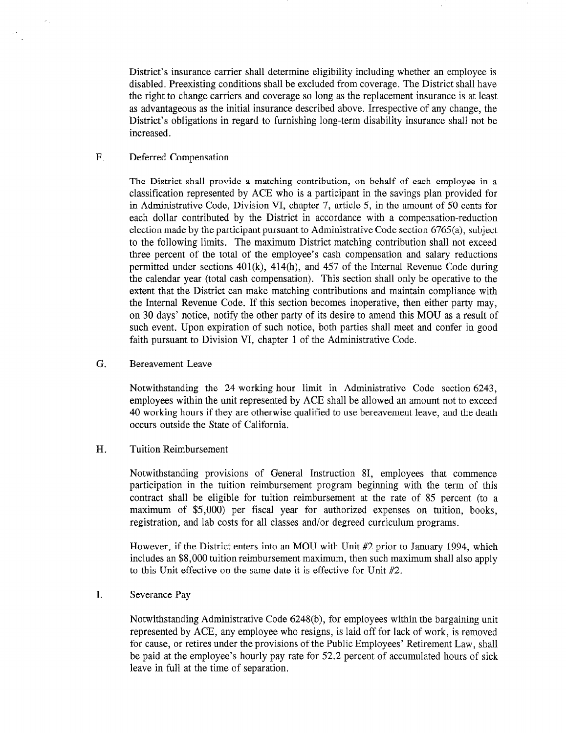District's insurance carrier shall determine eligibility including whether an employee is disabled. Preexisting conditions shall be excluded from coverage. The District shall have the right to change carriers and coverage so long as the replacement insurance is at least as advantageous as the initial insurance described above. Irrespective of any change, the District's obligations in regard to furnishing long-term disability insurance shall not be increased.

F. Deferred Compensation

The District shall provide a matching contribution, on behalf of each employee in a classification represented by ACE who is a participant in the savings plan provided for in Administrative Code, Division VI, chapter 7, article 5, in the amount of 50 cents for each dollar contributed by the District in accordance with a compensation-reduction election made by the participant pursuant to Administrative Code section 6765(a), subject to the following limits. The maximum District matching contribution shall not exceed three percent of the total of the employee's cash compensation and salary reductions permitted under sections 401(k), 414(h), and 457 of the Internal Revenue Code during the calendar year (total cash compensation). This section shall only be operative to the extent that the District can make matching contributions and maintain compliance with the Internal Revenue Code. If this section becomes inoperative, then either party may, on 30 days' notice, notify the other party of its desire to amend this MOU as a result of such event. Upon expiration of such notice, both parties shall meet and confer in good faith pursuant to Division VI, chapter 1 of the Administrative Code.

G. Bereavement Leave

Notwithstanding the 24 working hour limit in Administrative Code section 6243, employees within the unit represented by ACE shall be allowed an amount not to exceed 40 working hours if they are otherwise qualified to use bereavement leave, and the death occurs outside the State of California.

H. Tuition Reimbursement

Notwithstanding provisions of General Instruction 8I, employees that commence participation in the tuition reimbursement program beginning with the term of this contract shall be eligible for tuition reimbursement at the rate of 85 percent (to a maximum of $5,000) per fiscal year for authorized expenses on tuition, books, registration, and lab costs for all classes and/or degreed curriculum programs.

However, if the District enters into an MOU with Unit #2 prior to January 1994, which includes an $8,000 tuition reimbursement maximum, then such maximum shall also apply to this Unit effective on the same date it is effective for Unit #2.

I. Severance Pay

Notwithstanding Administrative Code 6248(b), for employees within the bargaining unit represented by ACE, any employee who resigns, is laid off for lack of work, is removed for cause, or retires under the provisions of the Public Employees' Retirement Law, shall be paid at the employee's hourly pay rate for 52.2 percent of accumulated hours of sick leave in full at the time of separation.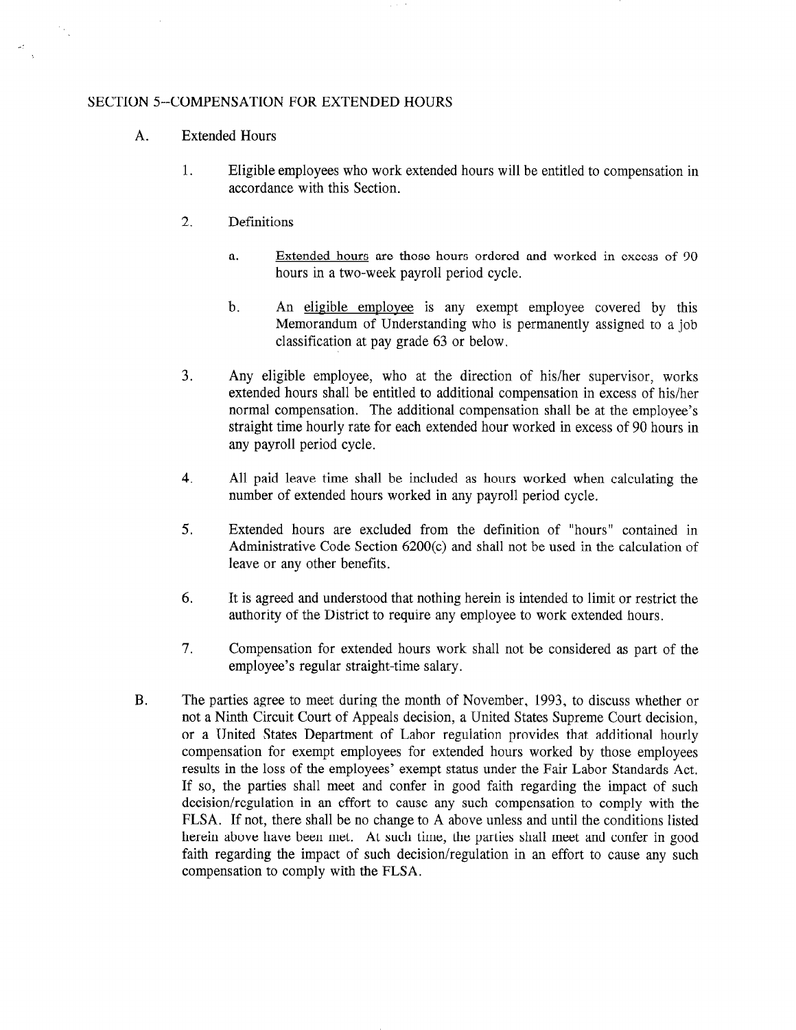## SECTION 5--COMPENSATION FOR EXTENDED HOURS

A. Extended Hours

1. Eligible employees who work extended hours will be entitled to compensation in accordance with this Section.

2. Definitions

   a. Extended hours are those hours ordered and worked in excess of 90 hours in a two-week payroll period cycle.

   b. An eligible employee is any exempt employee covered by this Memorandum of Understanding who is permanently assigned to a job classification at pay grade 63 or below.

3. Any eligible employee, who at the direction of his/her supervisor, works extended hours shall be entitled to additional compensation in excess of his/her normal compensation. The additional compensation shall be at the employee's straight time hourly rate for each extended hour worked in excess of 90 hours in any payroll period cycle.

4. All paid leave time shall be included as hours worked when calculating the number of extended hours worked in any payroll period cycle.

5. Extended hours are excluded from the definition of "hours" contained in Administrative Code Section 6200(c) and shall not be used in the calculation of leave or any other benefits.

6. It is agreed and understood that nothing herein is intended to limit or restrict the authority of the District to require any employee to work extended hours.

7. Compensation for extended hours work shall not be considered as part of the employee's regular straight-time salary.

B. The parties agree to meet during the month of November, 1993, to discuss whether or not a Ninth Circuit Court of Appeals decision, a United States Supreme Court decision, or a United States Department of Labor regulation provides that additional hourly compensation for exempt employees for extended hours worked by those employees results in the loss of the employees' exempt status under the Fair Labor Standards Act. If so, the parties shall meet and confer in good faith regarding the impact of such decision/regulation in an effort to cause any such compensation to comply with the FLSA. If not, there shall be no change to A above unless and until the conditions listed herein above have been met. At such time, the parties shall meet and confer in good faith regarding the impact of such decision/regulation in an effort to cause any such compensation to comply with the FLSA.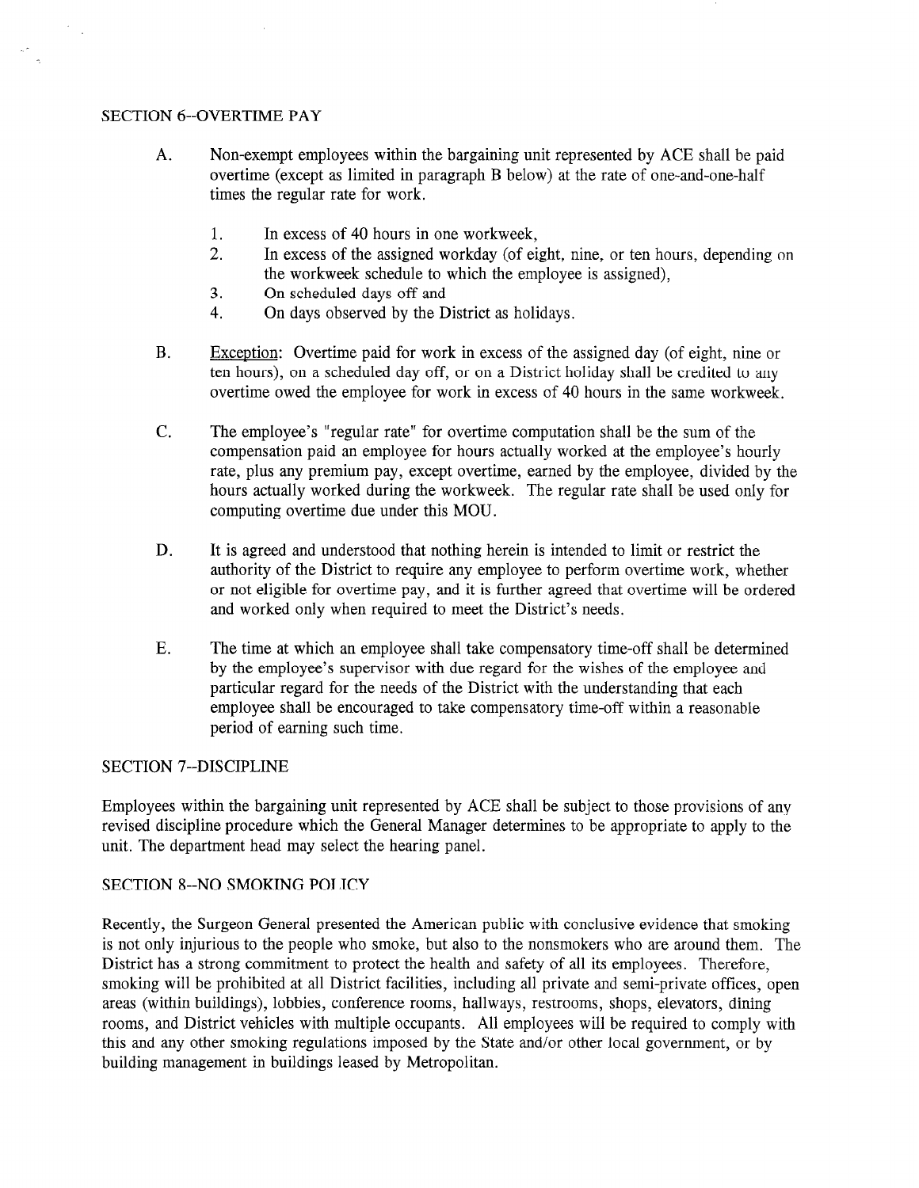## SECTION 6--OVERTIME PAY

A. Non-exempt employees within the bargaining unit represented by ACE shall be paid overtime (except as limited in paragraph B below) at the rate of one-and-one-half times the regular rate for work.

1. In excess of 40 hours in one workweek,
2. In excess of the assigned workday (of eight, nine, or ten hours, depending on the workweek schedule to which the employee is assigned),
3. On scheduled days off and
4. On days observed by the District as holidays.

B. Exception: Overtime paid for work in excess of the assigned day (of eight, nine or ten hours), on a scheduled day off, or on a District holiday shall be credited to any overtime owed the employee for work in excess of 40 hours in the same workweek.

C. The employee's "regular rate" for overtime computation shall be the sum of the compensation paid an employee for hours actually worked at the employee's hourly rate, plus any premium pay, except overtime, earned by the employee, divided by the hours actually worked during the workweek. The regular rate shall be used only for computing overtime due under this MOU.

D. It is agreed and understood that nothing herein is intended to limit or restrict the authority of the District to require any employee to perform overtime work, whether or not eligible for overtime pay, and it is further agreed that overtime will be ordered and worked only when required to meet the District's needs.

E. The time at which an employee shall take compensatory time-off shall be determined by the employee's supervisor with due regard for the wishes of the employee and particular regard for the needs of the District with the understanding that each employee shall be encouraged to take compensatory time-off within a reasonable period of earning such time.

## SECTION 7--DISCIPLINE

Employees within the bargaining unit represented by ACE shall be subject to those provisions of any revised discipline procedure which the General Manager determines to be appropriate to apply to the unit. The department head may select the hearing panel.

## SECTION 8--NO SMOKING POLICY

Recently, the Surgeon General presented the American public with conclusive evidence that smoking is not only injurious to the people who smoke, but also to the nonsmokers who are around them. The District has a strong commitment to protect the health and safety of all its employees. Therefore, smoking will be prohibited at all District facilities, including all private and semi-private offices, open areas (within buildings), lobbies, conference rooms, hallways, restrooms, shops, elevators, dining rooms, and District vehicles with multiple occupants. All employees will be required to comply with this and any other smoking regulations imposed by the State and/or other local government, or by building management in buildings leased by Metropolitan.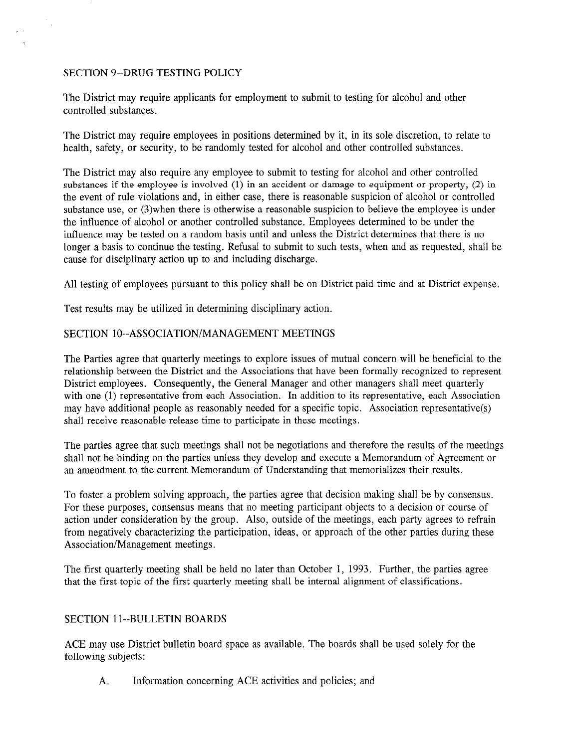## SECTION 9--DRUG TESTING POLICY

The District may require applicants for employment to submit to testing for alcohol and other controlled substances.

The District may require employees in positions determined by it, in its sole discretion, to relate to health, safety, or security, to be randomly tested for alcohol and other controlled substances.

The District may also require any employee to submit to testing for alcohol and other controlled substances if the employee is involved (1) in an accident or damage to equipment or property, (2) in the event of rule violations and, in either case, there is reasonable suspicion of alcohol or controlled substance use, or (3)when there is otherwise a reasonable suspicion to believe the employee is under the influence of alcohol or another controlled substance. Employees determined to be under the influence may be tested on a random basis until and unless the District determines that there is no longer a basis to continue the testing. Refusal to submit to such tests, when and as requested, shall be cause for disciplinary action up to and including discharge.

All testing of employees pursuant to this policy shall be on District paid time and at District expense.

Test results may be utilized in determining disciplinary action.

## SECTION 10--ASSOCIATION/MANAGEMENT MEETINGS

The Parties agree that quarterly meetings to explore issues of mutual concern will be beneficial to the relationship between the District and the Associations that have been formally recognized to represent District employees. Consequently, the General Manager and other managers shall meet quarterly with one (1) representative from each Association. In addition to its representative, each Association may have additional people as reasonably needed for a specific topic. Association representative(s) shall receive reasonable release time to participate in these meetings.

The parties agree that such meetings shall not be negotiations and therefore the results of the meetings shall not be binding on the parties unless they develop and execute a Memorandum of Agreement or an amendment to the current Memorandum of Understanding that memorializes their results.

To foster a problem solving approach, the parties agree that decision making shall be by consensus. For these purposes, consensus means that no meeting participant objects to a decision or course of action under consideration by the group. Also, outside of the meetings, each party agrees to refrain from negatively characterizing the participation, ideas, or approach of the other parties during these Association/Management meetings.

The first quarterly meeting shall be held no later than October 1, 1993. Further, the parties agree that the first topic of the first quarterly meeting shall be internal alignment of classifications.

## SECTION 11--BULLETIN BOARDS

ACE may use District bulletin board space as available. The boards shall be used solely for the following subjects:

A. Information concerning ACE activities and policies; and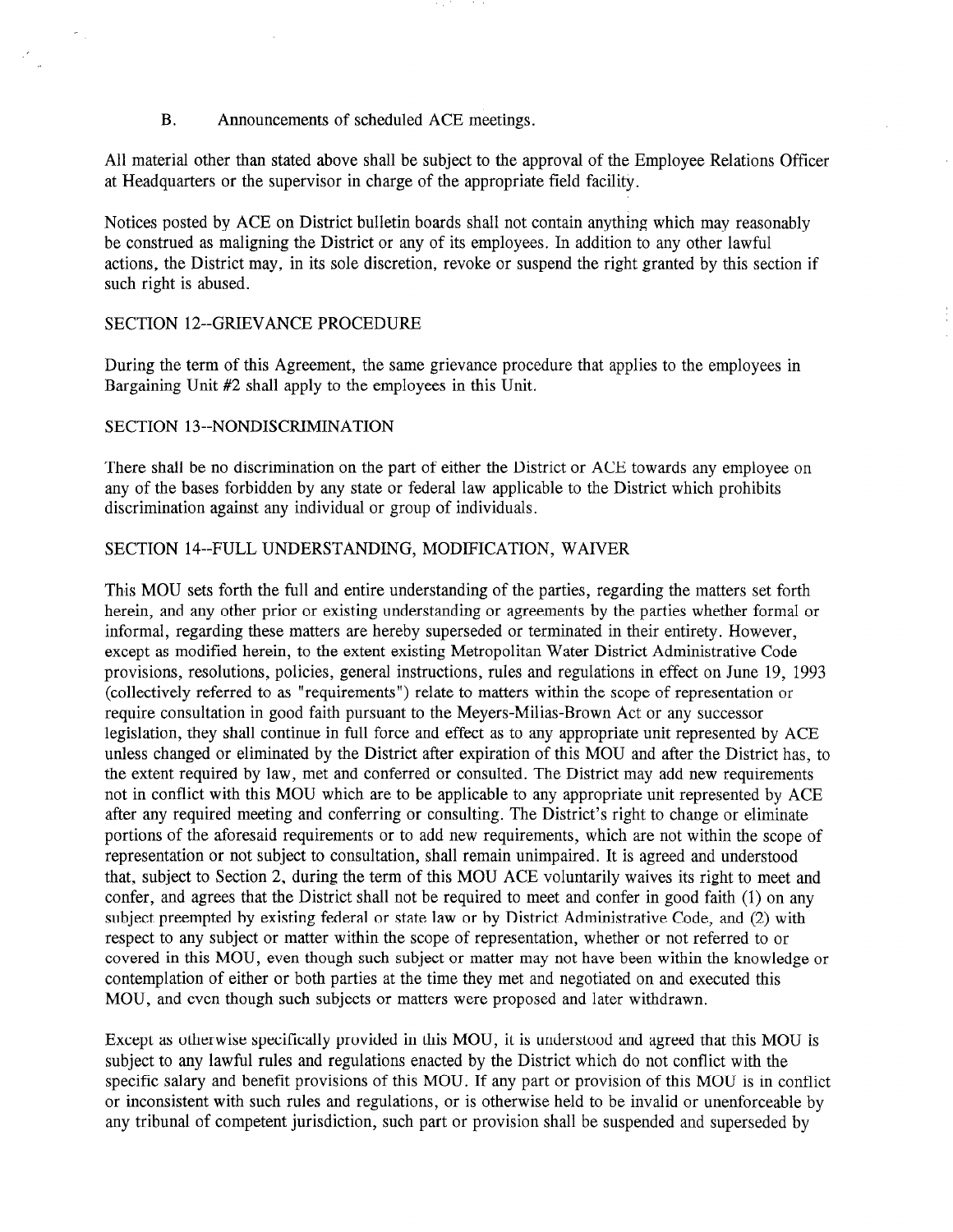B. Announcements of scheduled ACE meetings.

All material other than stated above shall be subject to the approval of the Employee Relations Officer at Headquarters or the supervisor in charge of the appropriate field facility.

Notices posted by ACE on District bulletin boards shall not contain anything which may reasonably be construed as maligning the District or any of its employees. In addition to any other lawful actions, the District may, in its sole discretion, revoke or suspend the right granted by this section if such right is abused.

SECTION 12--GRIEVANCE PROCEDURE

During the term of this Agreement, the same grievance procedure that applies to the employees in Bargaining Unit #2 shall apply to the employees in this Unit.

SECTION 13--NONDISCRIMINATION

There shall be no discrimination on the part of either the District or ACE towards any employee on any of the bases forbidden by any state or federal law applicable to the District which prohibits discrimination against any individual or group of individuals.

SECTION 14--FULL UNDERSTANDING, MODIFICATION, WAIVER

This MOU sets forth the full and entire understanding of the parties, regarding the matters set forth herein, and any other prior or existing understanding or agreements by the parties whether formal or informal, regarding these matters are hereby superseded or terminated in their entirety. However, except as modified herein, to the extent existing Metropolitan Water District Administrative Code provisions, resolutions, policies, general instructions, rules and regulations in effect on June 19, 1993 (collectively referred to as "requirements") relate to matters within the scope of representation or require consultation in good faith pursuant to the Meyers-Milias-Brown Act or any successor legislation, they shall continue in full force and effect as to any appropriate unit represented by ACE unless changed or eliminated by the District after expiration of this MOU and after the District has, to the extent required by law, met and conferred or consulted. The District may add new requirements not in conflict with this MOU which are to be applicable to any appropriate unit represented by ACE after any required meeting and conferring or consulting. The District's right to change or eliminate portions of the aforesaid requirements or to add new requirements, which are not within the scope of representation or not subject to consultation, shall remain unimpaired. It is agreed and understood that, subject to Section 2, during the term of this MOU ACE voluntarily waives its right to meet and confer, and agrees that the District shall not be required to meet and confer in good faith (1) on any subject preempted by existing federal or state law or by District Administrative Code, and (2) with respect to any subject or matter within the scope of representation, whether or not referred to or covered in this MOU, even though such subject or matter may not have been within the knowledge or contemplation of either or both parties at the time they met and negotiated on and executed this MOU, and even though such subjects or matters were proposed and later withdrawn.

Except as otherwise specifically provided in this MOU, it is understood and agreed that this MOU is subject to any lawful rules and regulations enacted by the District which do not conflict with the specific salary and benefit provisions of this MOU. If any part or provision of this MOU is in conflict or inconsistent with such rules and regulations, or is otherwise held to be invalid or unenforceable by any tribunal of competent jurisdiction, such part or provision shall be suspended and superseded by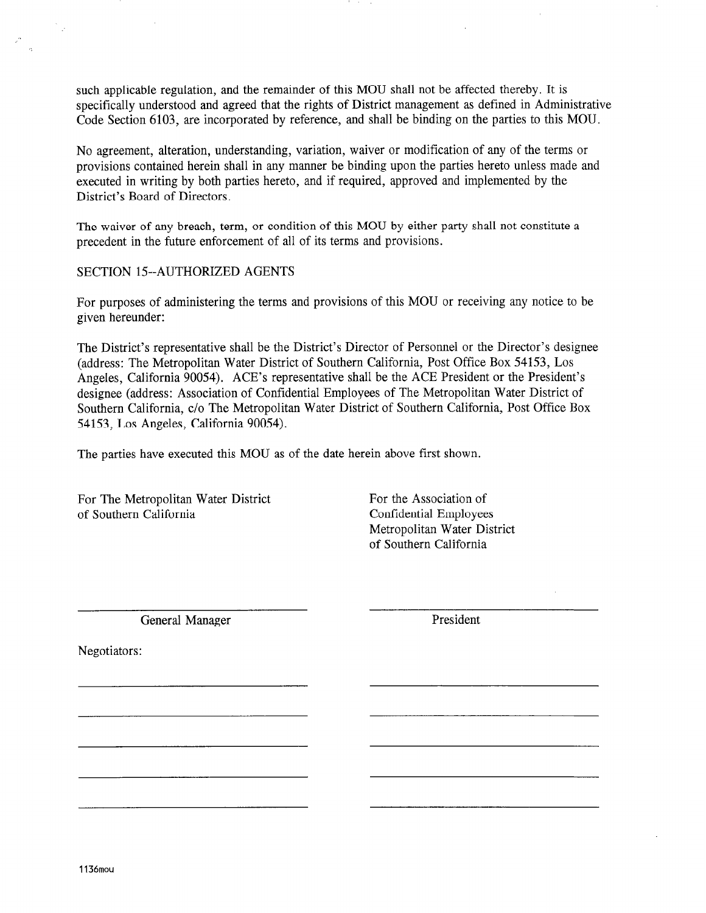such applicable regulation, and the remainder of this MOU shall not be affected thereby. It is specifically understood and agreed that the rights of District management as defined in Administrative Code Section 6103, are incorporated by reference, and shall be binding on the parties to this MOU.

No agreement, alteration, understanding, variation, waiver or modification of any of the terms or provisions contained herein shall in any manner be binding upon the parties hereto unless made and executed in writing by both parties hereto, and if required, approved and implemented by the District's Board of Directors.

The waiver of any breach, term, or condition of this MOU by either party shall not constitute a precedent in the future enforcement of all of its terms and provisions.

## SECTION 15--AUTHORIZED AGENTS

For purposes of administering the terms and provisions of this MOU or receiving any notice to be given hereunder:

The District's representative shall be the District's Director of Personnel or the Director's designee (address: The Metropolitan Water District of Southern California, Post Office Box 54153, Los Angeles, California 90054). ACE's representative shall be the ACE President or the President's designee (address: Association of Confidential Employees of The Metropolitan Water District of Southern California, c/o The Metropolitan Water District of Southern California, Post Office Box 54153, Los Angeles, California 90054).

The parties have executed this MOU as of the date herein above first shown.

For The Metropolitan Water District of Southern California

______________________________
General Manager

For the Association of Confidential Employees Metropolitan Water District of Southern California

______________________________
President

Negotiators:

| | |
|---|---|
| ______________________________ | ______________________________ |
| ______________________________ | ______________________________ |
| ______________________________ | ______________________________ |
| ______________________________ | ______________________________ |
| ______________________________ | ______________________________ |

1136mou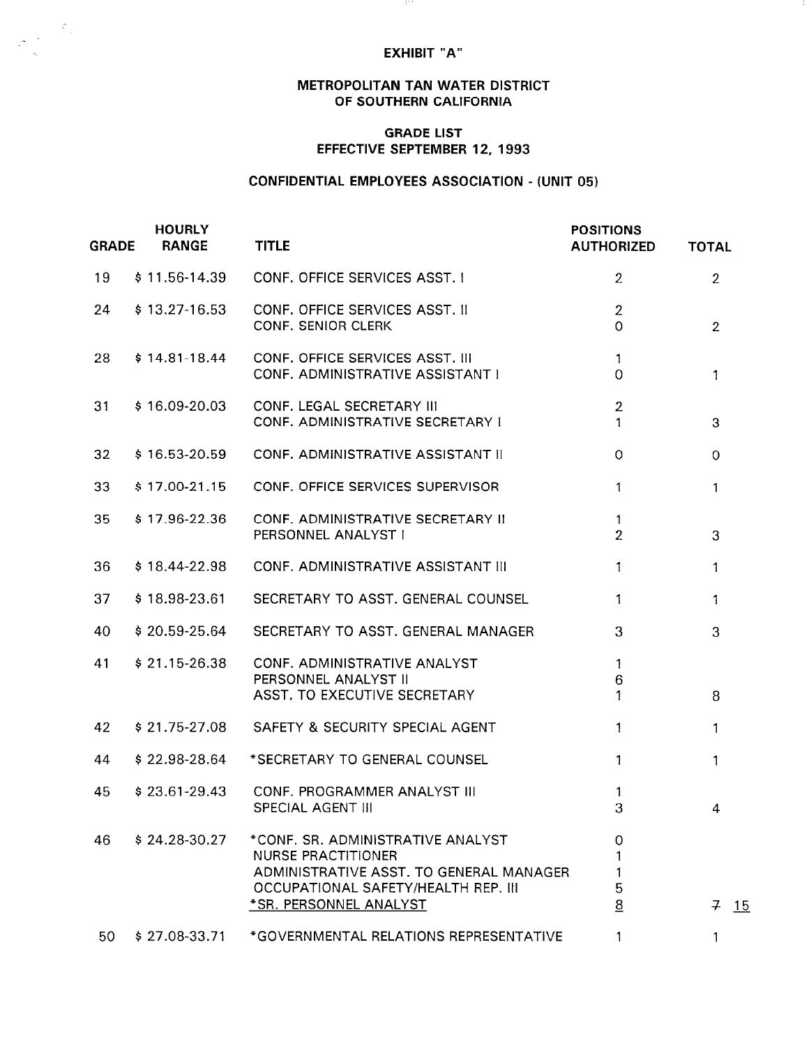**EXHIBIT "A"**

**METROPOLITAN TAN WATER DISTRICT OF SOUTHERN CALIFORNIA**

**GRADE LIST**
**EFFECTIVE SEPTEMBER 12, 1993**

**CONFIDENTIAL EMPLOYEES ASSOCIATION - (UNIT 05)**

| GRADE | HOURLY RANGE | TITLE | POSITIONS AUTHORIZED | TOTAL |
|---|---|---|---|---|
| 19 | $ 11.56-14.39 | CONF. OFFICE SERVICES ASST. I | 2 | 2 |
| 24 | $ 13.27-16.53 | CONF. OFFICE SERVICES ASST. II | 2 | |
| | | CONF. SENIOR CLERK | 0 | 2 |
| 28 | $ 14.81-18.44 | CONF. OFFICE SERVICES ASST. III | 1 | |
| | | CONF. ADMINISTRATIVE ASSISTANT I | 0 | 1 |
| 31 | $ 16.09-20.03 | CONF. LEGAL SECRETARY III | 2 | |
| | | CONF. ADMINISTRATIVE SECRETARY I | 1 | 3 |
| 32 | $ 16.53-20.59 | CONF. ADMINISTRATIVE ASSISTANT II | 0 | 0 |
| 33 | $ 17.00-21.15 | CONF. OFFICE SERVICES SUPERVISOR | 1 | 1 |
| 35 | $ 17.96-22.36 | CONF. ADMINISTRATIVE SECRETARY II | 1 | |
| | | PERSONNEL ANALYST I | 2 | 3 |
| 36 | $ 18.44-22.98 | CONF. ADMINISTRATIVE ASSISTANT III | 1 | 1 |
| 37 | $ 18.98-23.61 | SECRETARY TO ASST. GENERAL COUNSEL | 1 | 1 |
| 40 | $ 20.59-25.64 | SECRETARY TO ASST. GENERAL MANAGER | 3 | 3 |
| 41 | $ 21.15-26.38 | CONF. ADMINISTRATIVE ANALYST | 1 | |
| | | PERSONNEL ANALYST II | 6 | |
| | | ASST. TO EXECUTIVE SECRETARY | 1 | 8 |
| 42 | $ 21.75-27.08 | SAFETY & SECURITY SPECIAL AGENT | 1 | 1 |
| 44 | $ 22.98-28.64 | *SECRETARY TO GENERAL COUNSEL | 1 | 1 |
| 45 | $ 23.61-29.43 | CONF. PROGRAMMER ANALYST III | 1 | |
| | | SPECIAL AGENT III | 3 | 4 |
| 46 | $ 24.28-30.27 | *CONF. SR. ADMINISTRATIVE ANALYST | 0 | |
| | | NURSE PRACTITIONER | 1 | |
| | | ADMINISTRATIVE ASST. TO GENERAL MANAGER | 1 | |
| | | OCCUPATIONAL SAFETY/HEALTH REP. III | 5 | |
| | | <u>*SR. PERSONNEL ANALYST</u> | <u>8</u> | ~~7~~ <u>15</u> |
| 50 | $ 27.08-33.71 | *GOVERNMENTAL RELATIONS REPRESENTATIVE | 1 | 1 |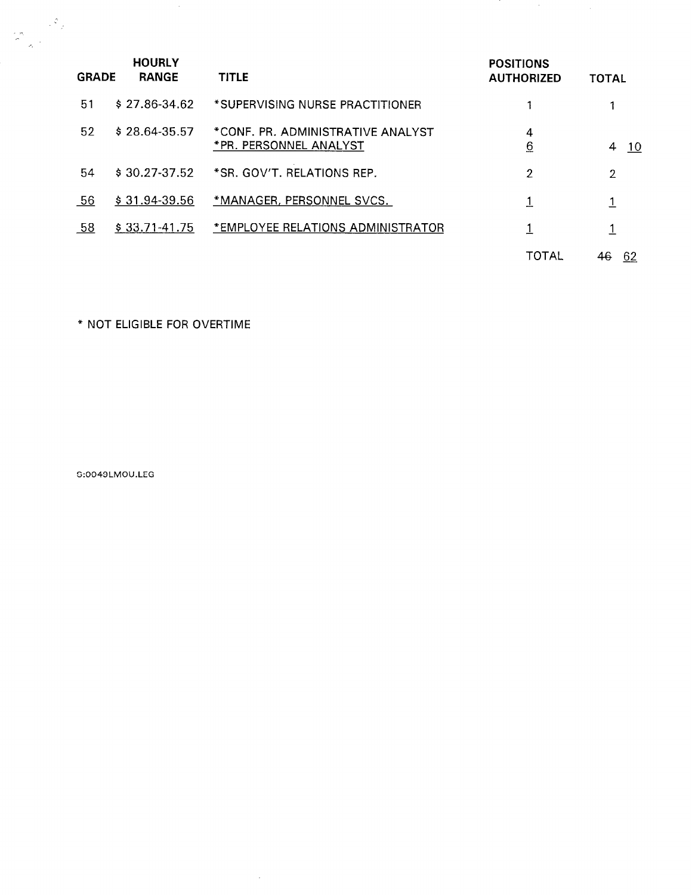| GRADE | HOURLY RANGE | TITLE | POSITIONS AUTHORIZED | TOTAL |
|---|---|---|---|---|
| 51 | $ 27.86-34.62 | *SUPERVISING NURSE PRACTITIONER | 1 | 1 |
| 52 | $ 28.64-35.57 | *CONF. PR. ADMINISTRATIVE ANALYST<br>*PR. PERSONNEL ANALYST | 4<br>6 | ~~4~~ 10 |
| 54 | $ 30.27-37.52 | *SR. GOV'T. RELATIONS REP. | 2 | 2 |
| 56 | $ 31.94-39.56 | *MANAGER, PERSONNEL SVCS. | 1 | 1 |
| 58 | $ 33.71-41.75 | *EMPLOYEE RELATIONS ADMINISTRATOR | 1 | 1 |
| | | | TOTAL | ~~46~~ 62 |

* NOT ELIGIBLE FOR OVERTIME

S:0049LMOU.LEG